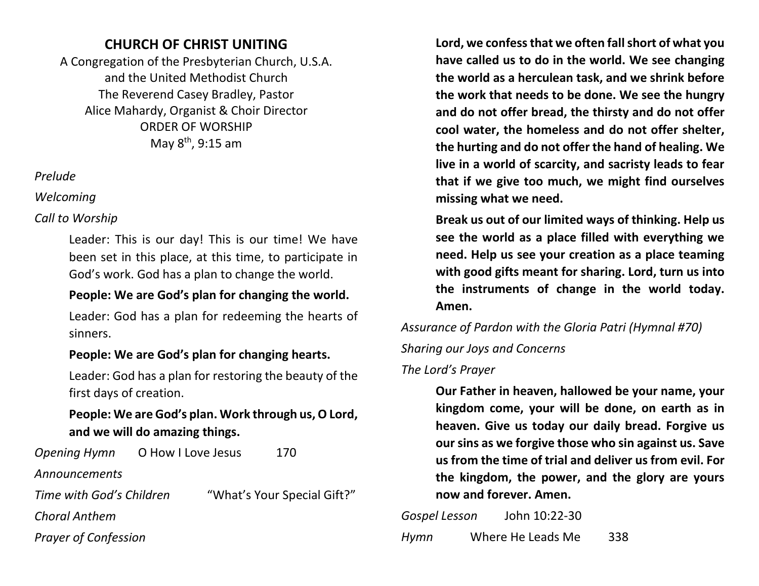# CHURCH OF CHRIST UNITING

A Congregation of the Presbyterian Church, U.S.A.
and the United Methodist Church
The Reverend Casey Bradley, Pastor
Alice Mahardy, Organist & Choir Director
ORDER OF WORSHIP
May 8th, 9:15 am

*Prelude*

*Welcoming*

*Call to Worship*

Leader: This is our day! This is our time! We have been set in this place, at this time, to participate in God's work. God has a plan to change the world.

**People: We are God's plan for changing the world.**

Leader: God has a plan for redeeming the hearts of sinners.

**People: We are God's plan for changing hearts.**

Leader: God has a plan for restoring the beauty of the first days of creation.

**People: We are God's plan. Work through us, O Lord, and we will do amazing things.**

*Opening Hymn* O How I Love Jesus 170

*Announcements*

*Time with God's Children* "What's Your Special Gift?"

*Choral Anthem*

*Prayer of Confession*

**Lord, we confess that we often fall short of what you have called us to do in the world. We see changing the world as a herculean task, and we shrink before the work that needs to be done. We see the hungry and do not offer bread, the thirsty and do not offer cool water, the homeless and do not offer shelter, the hurting and do not offer the hand of healing. We live in a world of scarcity, and sacristy leads to fear that if we give too much, we might find ourselves missing what we need.**

**Break us out of our limited ways of thinking. Help us see the world as a place filled with everything we need. Help us see your creation as a place teaming with good gifts meant for sharing. Lord, turn us into the instruments of change in the world today. Amen.**

*Assurance of Pardon with the Gloria Patri (Hymnal #70)*

*Sharing our Joys and Concerns*

*The Lord's Prayer*

**Our Father in heaven, hallowed be your name, your kingdom come, your will be done, on earth as in heaven. Give us today our daily bread. Forgive us our sins as we forgive those who sin against us. Save us from the time of trial and deliver us from evil. For the kingdom, the power, and the glory are yours now and forever. Amen.**

*Gospel Lesson* John 10:22-30

*Hymn* Where He Leads Me 338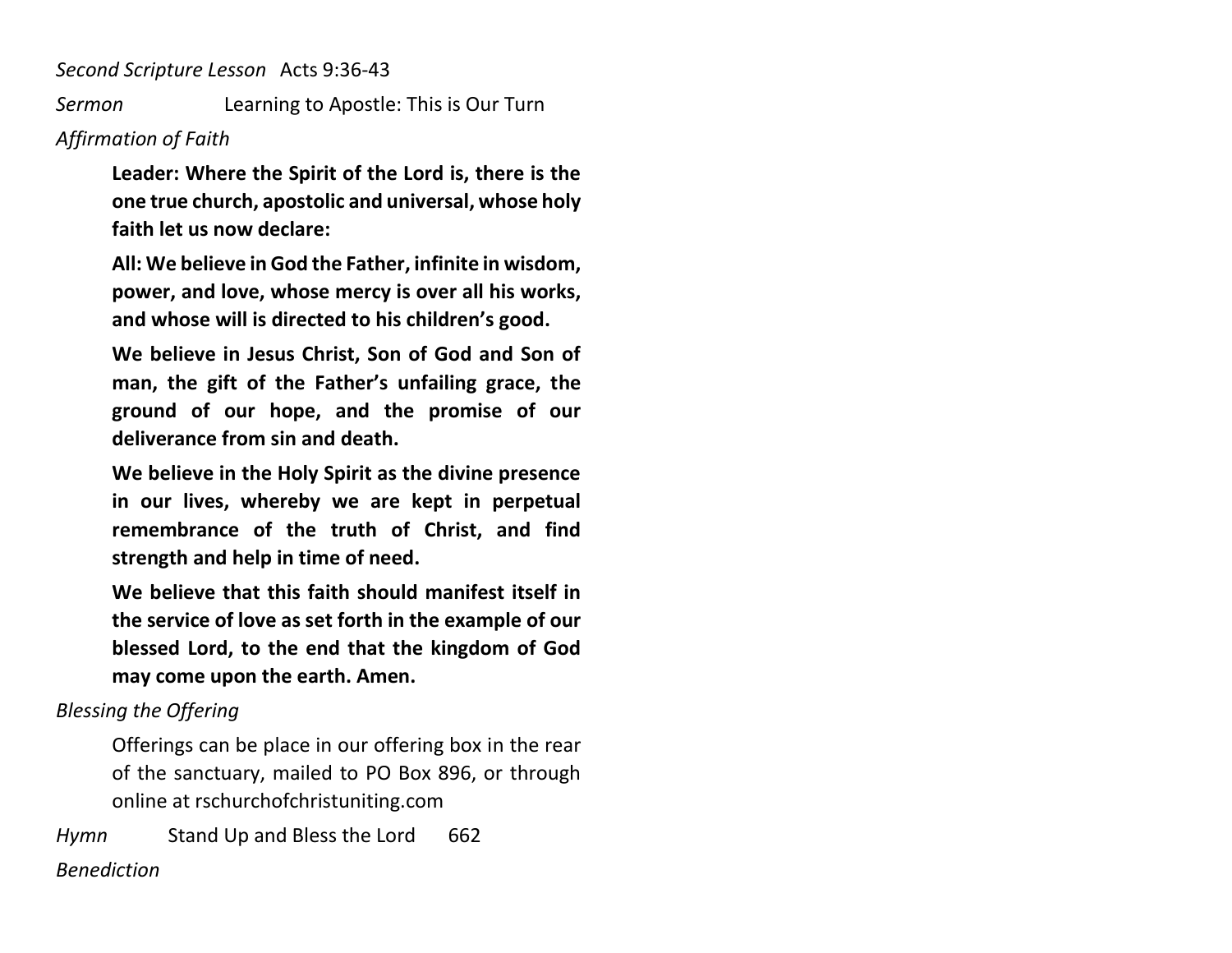*Second Scripture Lesson* Acts 9:36-43

*Sermon* Learning to Apostle: This is Our Turn

*Affirmation of Faith*

**Leader: Where the Spirit of the Lord is, there is the one true church, apostolic and universal, whose holy faith let us now declare:**

**All: We believe in God the Father, infinite in wisdom, power, and love, whose mercy is over all his works, and whose will is directed to his children's good.**

**We believe in Jesus Christ, Son of God and Son of man, the gift of the Father's unfailing grace, the ground of our hope, and the promise of our deliverance from sin and death.**

**We believe in the Holy Spirit as the divine presence in our lives, whereby we are kept in perpetual remembrance of the truth of Christ, and find strength and help in time of need.**

**We believe that this faith should manifest itself in the service of love as set forth in the example of our blessed Lord, to the end that the kingdom of God may come upon the earth. Amen.**

*Blessing the Offering*

Offerings can be place in our offering box in the rear of the sanctuary, mailed to PO Box 896, or through online at rschurchofchristuniting.com

*Hymn* Stand Up and Bless the Lord 662

*Benediction*